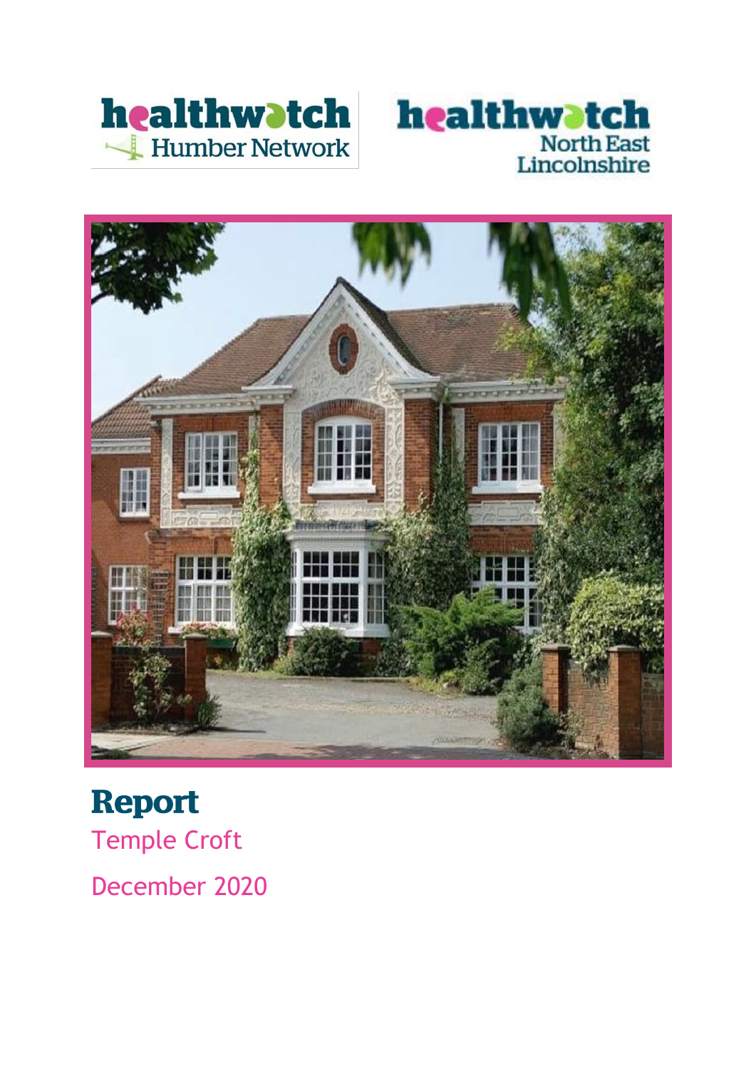# Report

Temple Croft

December 2020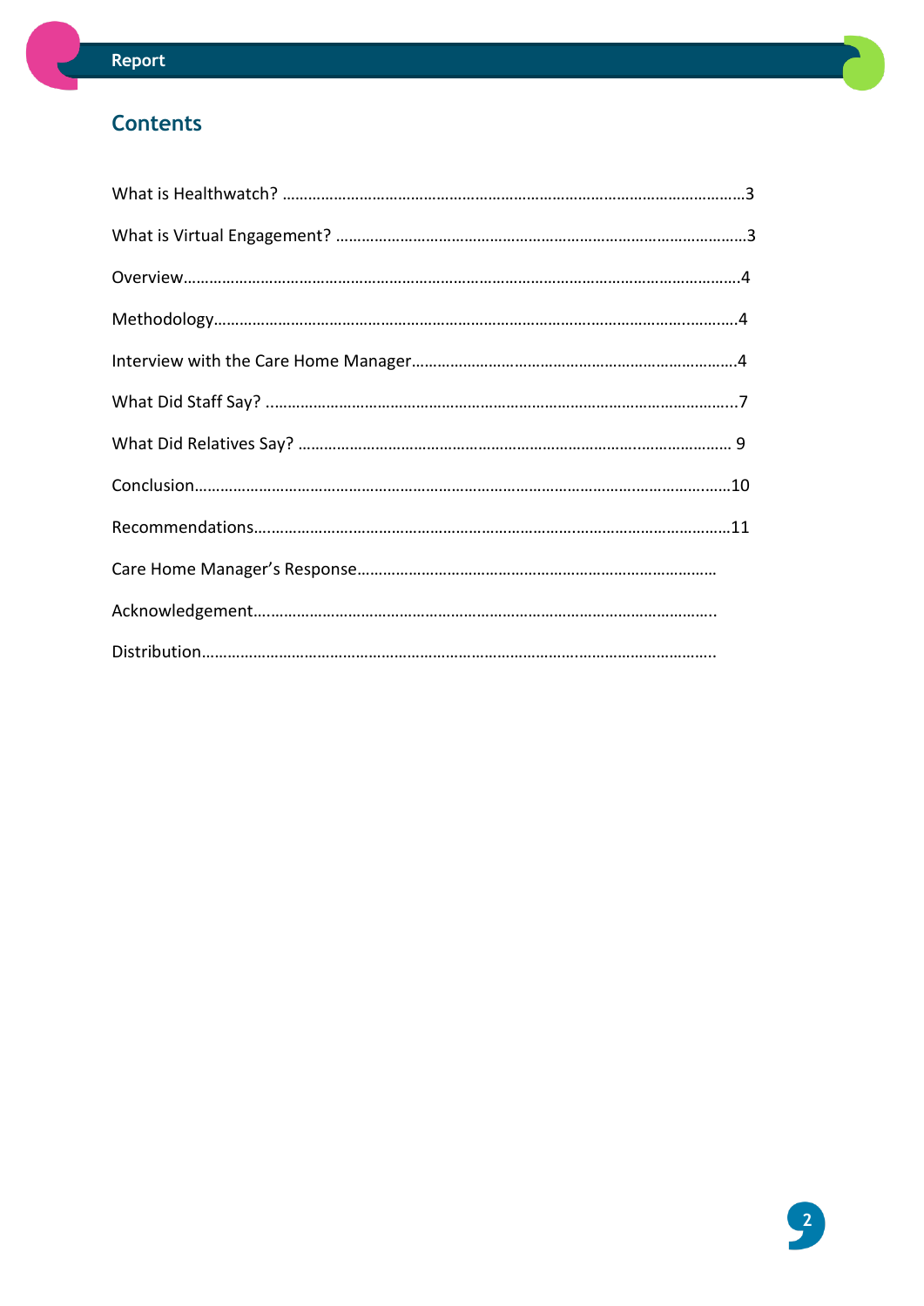## Contents

What is Healthwatch? ........................................................................................................3

What is Virtual Engagement? ..........................................................................................3

Overview..............................................................................................................................4

Methodology.......................................................................................................................4

Interview with the Care Home Manager.........................................................................4

What Did Staff Say? ..........................................................................................................7

What Did Relatives Say? .................................................................................................. 9

Conclusion.........................................................................................................................10

Recommendations............................................................................................................11

Care Home Manager's Response.................................................................................

Acknowledgement..........................................................................................................

Distribution.......................................................................................................................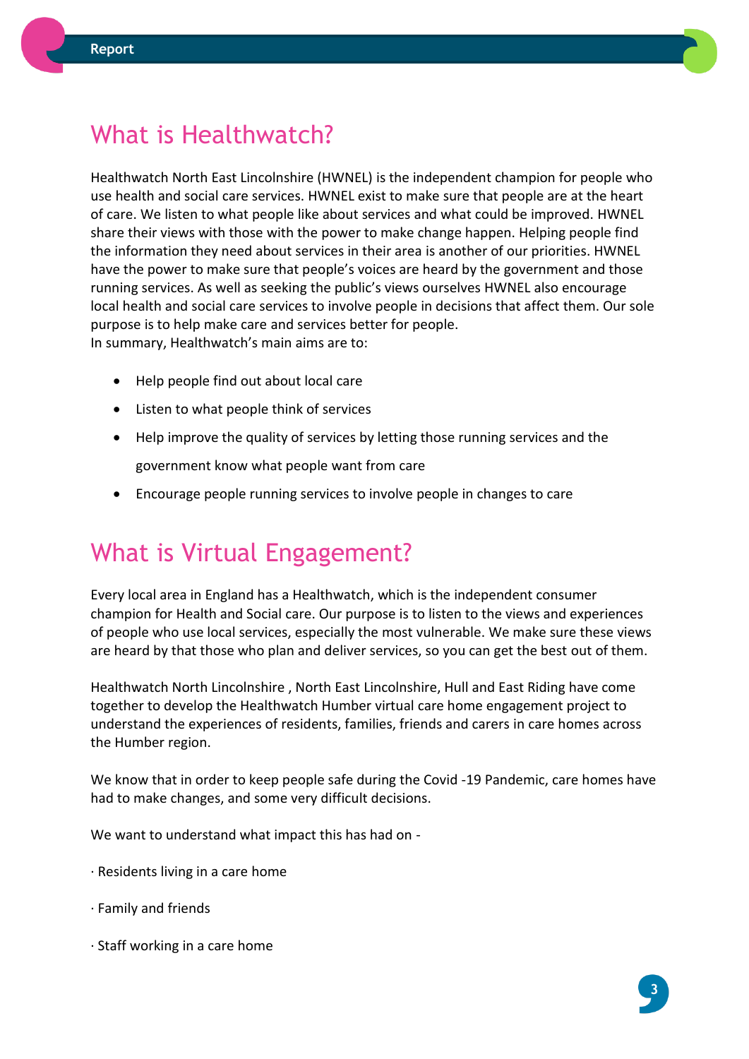# What is Healthwatch?

Healthwatch North East Lincolnshire (HWNEL) is the independent champion for people who use health and social care services. HWNEL exist to make sure that people are at the heart of care. We listen to what people like about services and what could be improved. HWNEL share their views with those with the power to make change happen. Helping people find the information they need about services in their area is another of our priorities. HWNEL have the power to make sure that people's voices are heard by the government and those running services. As well as seeking the public's views ourselves HWNEL also encourage local health and social care services to involve people in decisions that affect them. Our sole purpose is to help make care and services better for people.
In summary, Healthwatch's main aims are to:

- Help people find out about local care
- Listen to what people think of services
- Help improve the quality of services by letting those running services and the government know what people want from care
- Encourage people running services to involve people in changes to care

# What is Virtual Engagement?

Every local area in England has a Healthwatch, which is the independent consumer champion for Health and Social care. Our purpose is to listen to the views and experiences of people who use local services, especially the most vulnerable. We make sure these views are heard by that those who plan and deliver services, so you can get the best out of them.

Healthwatch North Lincolnshire , North East Lincolnshire, Hull and East Riding have come together to develop the Healthwatch Humber virtual care home engagement project to understand the experiences of residents, families, friends and carers in care homes across the Humber region.

We know that in order to keep people safe during the Covid -19 Pandemic, care homes have had to make changes, and some very difficult decisions.

We want to understand what impact this has had on -

· Residents living in a care home

· Family and friends

· Staff working in a care home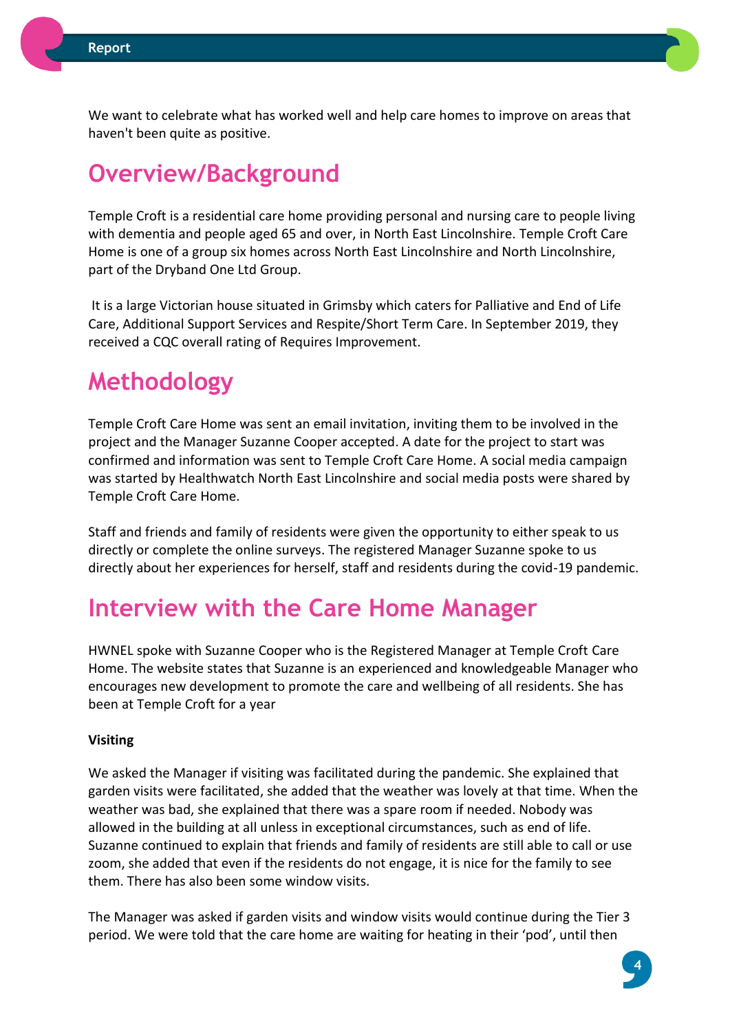We want to celebrate what has worked well and help care homes to improve on areas that haven't been quite as positive.

## Overview/Background

Temple Croft is a residential care home providing personal and nursing care to people living with dementia and people aged 65 and over, in North East Lincolnshire. Temple Croft Care Home is one of a group six homes across North East Lincolnshire and North Lincolnshire, part of the Dryband One Ltd Group.

It is a large Victorian house situated in Grimsby which caters for Palliative and End of Life Care, Additional Support Services and Respite/Short Term Care. In September 2019, they received a CQC overall rating of Requires Improvement.

## Methodology

Temple Croft Care Home was sent an email invitation, inviting them to be involved in the project and the Manager Suzanne Cooper accepted. A date for the project to start was confirmed and information was sent to Temple Croft Care Home. A social media campaign was started by Healthwatch North East Lincolnshire and social media posts were shared by Temple Croft Care Home.

Staff and friends and family of residents were given the opportunity to either speak to us directly or complete the online surveys. The registered Manager Suzanne spoke to us directly about her experiences for herself, staff and residents during the covid-19 pandemic.

## Interview with the Care Home Manager

HWNEL spoke with Suzanne Cooper who is the Registered Manager at Temple Croft Care Home. The website states that Suzanne is an experienced and knowledgeable Manager who encourages new development to promote the care and wellbeing of all residents. She has been at Temple Croft for a year

**Visiting**

We asked the Manager if visiting was facilitated during the pandemic. She explained that garden visits were facilitated, she added that the weather was lovely at that time. When the weather was bad, she explained that there was a spare room if needed. Nobody was allowed in the building at all unless in exceptional circumstances, such as end of life. Suzanne continued to explain that friends and family of residents are still able to call or use zoom, she added that even if the residents do not engage, it is nice for the family to see them. There has also been some window visits.

The Manager was asked if garden visits and window visits would continue during the Tier 3 period. We were told that the care home are waiting for heating in their 'pod', until then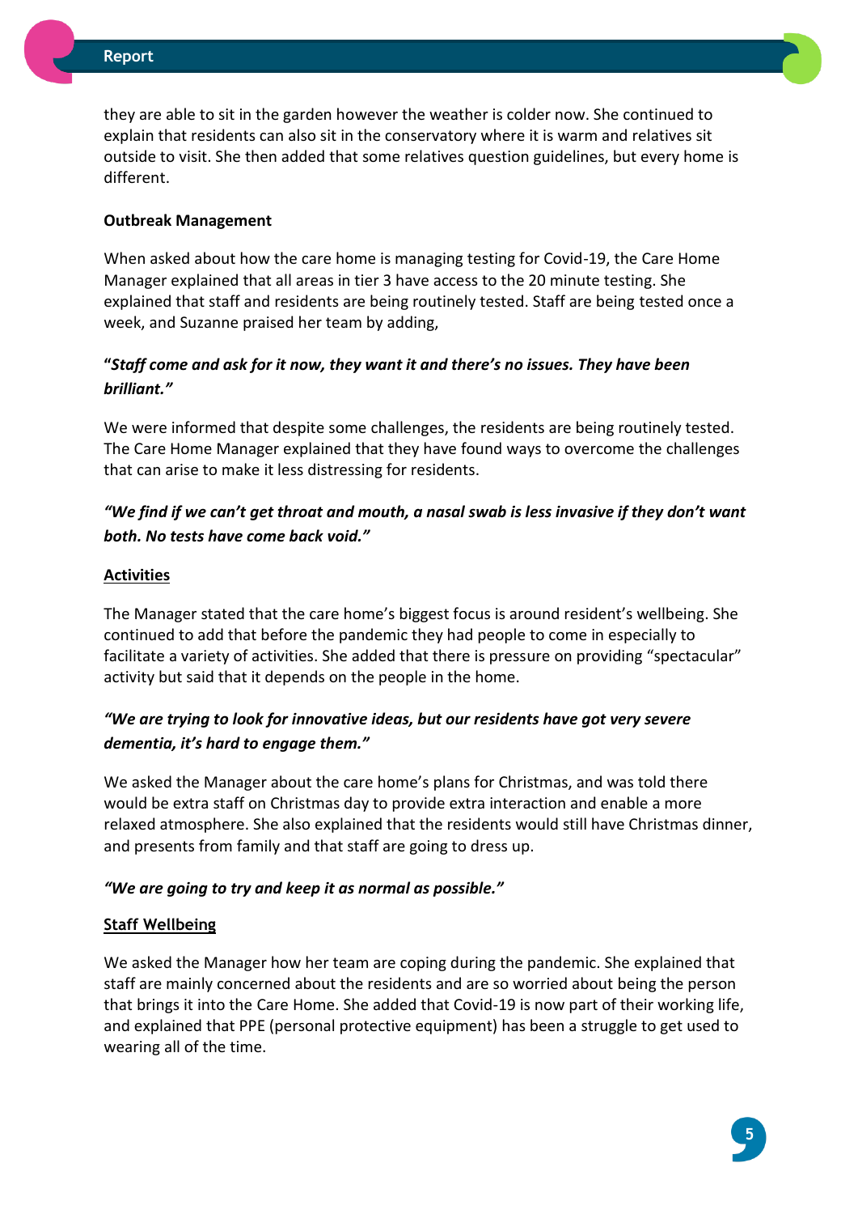they are able to sit in the garden however the weather is colder now. She continued to explain that residents can also sit in the conservatory where it is warm and relatives sit outside to visit. She then added that some relatives question guidelines, but every home is different.

**Outbreak Management**

When asked about how the care home is managing testing for Covid-19, the Care Home Manager explained that all areas in tier 3 have access to the 20 minute testing. She explained that staff and residents are being routinely tested. Staff are being tested once a week, and Suzanne praised her team by adding,

***"Staff come and ask for it now, they want it and there's no issues. They have been brilliant."***

We were informed that despite some challenges, the residents are being routinely tested. The Care Home Manager explained that they have found ways to overcome the challenges that can arise to make it less distressing for residents.

***"We find if we can't get throat and mouth, a nasal swab is less invasive if they don't want both. No tests have come back void."***

**Activities**

The Manager stated that the care home's biggest focus is around resident's wellbeing. She continued to add that before the pandemic they had people to come in especially to facilitate a variety of activities. She added that there is pressure on providing "spectacular" activity but said that it depends on the people in the home.

***"We are trying to look for innovative ideas, but our residents have got very severe dementia, it's hard to engage them."***

We asked the Manager about the care home's plans for Christmas, and was told there would be extra staff on Christmas day to provide extra interaction and enable a more relaxed atmosphere. She also explained that the residents would still have Christmas dinner, and presents from family and that staff are going to dress up.

***"We are going to try and keep it as normal as possible."***

**Staff Wellbeing**

We asked the Manager how her team are coping during the pandemic. She explained that staff are mainly concerned about the residents and are so worried about being the person that brings it into the Care Home. She added that Covid-19 is now part of their working life, and explained that PPE (personal protective equipment) has been a struggle to get used to wearing all of the time.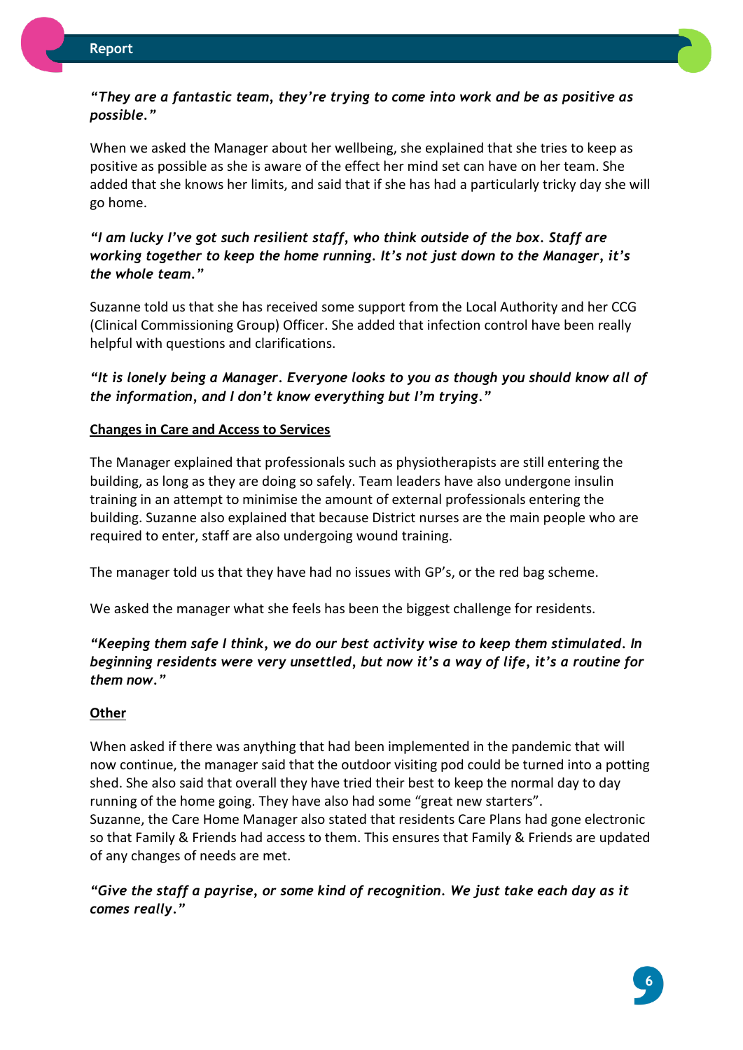***"They are a fantastic team, they're trying to come into work and be as positive as possible."***

When we asked the Manager about her wellbeing, she explained that she tries to keep as positive as possible as she is aware of the effect her mind set can have on her team. She added that she knows her limits, and said that if she has had a particularly tricky day she will go home.

***"I am lucky I've got such resilient staff, who think outside of the box. Staff are working together to keep the home running. It's not just down to the Manager, it's the whole team."***

Suzanne told us that she has received some support from the Local Authority and her CCG (Clinical Commissioning Group) Officer. She added that infection control have been really helpful with questions and clarifications.

***"It is lonely being a Manager. Everyone looks to you as though you should know all of the information, and I don't know everything but I'm trying."***

**Changes in Care and Access to Services**

The Manager explained that professionals such as physiotherapists are still entering the building, as long as they are doing so safely. Team leaders have also undergone insulin training in an attempt to minimise the amount of external professionals entering the building. Suzanne also explained that because District nurses are the main people who are required to enter, staff are also undergoing wound training.

The manager told us that they have had no issues with GP's, or the red bag scheme.

We asked the manager what she feels has been the biggest challenge for residents.

***"Keeping them safe I think, we do our best activity wise to keep them stimulated. In beginning residents were very unsettled, but now it's a way of life, it's a routine for them now."***

**Other**

When asked if there was anything that had been implemented in the pandemic that will now continue, the manager said that the outdoor visiting pod could be turned into a potting shed. She also said that overall they have tried their best to keep the normal day to day running of the home going. They have also had some "great new starters".
Suzanne, the Care Home Manager also stated that residents Care Plans had gone electronic so that Family & Friends had access to them. This ensures that Family & Friends are updated of any changes of needs are met.

***"Give the staff a payrise, or some kind of recognition. We just take each day as it comes really."***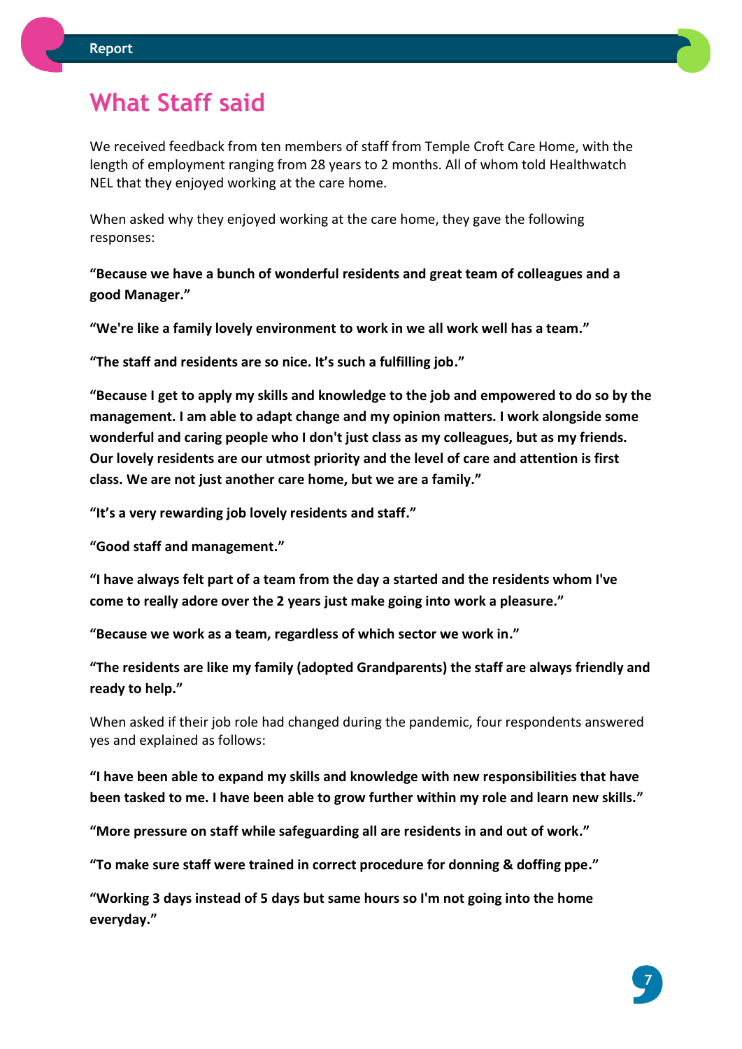# What Staff said

We received feedback from ten members of staff from Temple Croft Care Home, with the length of employment ranging from 28 years to 2 months. All of whom told Healthwatch NEL that they enjoyed working at the care home.

When asked why they enjoyed working at the care home, they gave the following responses:

**"Because we have a bunch of wonderful residents and great team of colleagues and a good Manager."**

**"We're like a family lovely environment to work in we all work well has a team."**

**"The staff and residents are so nice. It's such a fulfilling job."**

**"Because I get to apply my skills and knowledge to the job and empowered to do so by the management. I am able to adapt change and my opinion matters. I work alongside some wonderful and caring people who I don't just class as my colleagues, but as my friends. Our lovely residents are our utmost priority and the level of care and attention is first class. We are not just another care home, but we are a family."**

**"It's a very rewarding job lovely residents and staff."**

**"Good staff and management."**

**"I have always felt part of a team from the day a started and the residents whom I've come to really adore over the 2 years just make going into work a pleasure."**

**"Because we work as a team, regardless of which sector we work in."**

**"The residents are like my family (adopted Grandparents) the staff are always friendly and ready to help."**

When asked if their job role had changed during the pandemic, four respondents answered yes and explained as follows:

**"I have been able to expand my skills and knowledge with new responsibilities that have been tasked to me. I have been able to grow further within my role and learn new skills."**

**"More pressure on staff while safeguarding all are residents in and out of work."**

**"To make sure staff were trained in correct procedure for donning & doffing ppe."**

**"Working 3 days instead of 5 days but same hours so I'm not going into the home everyday."**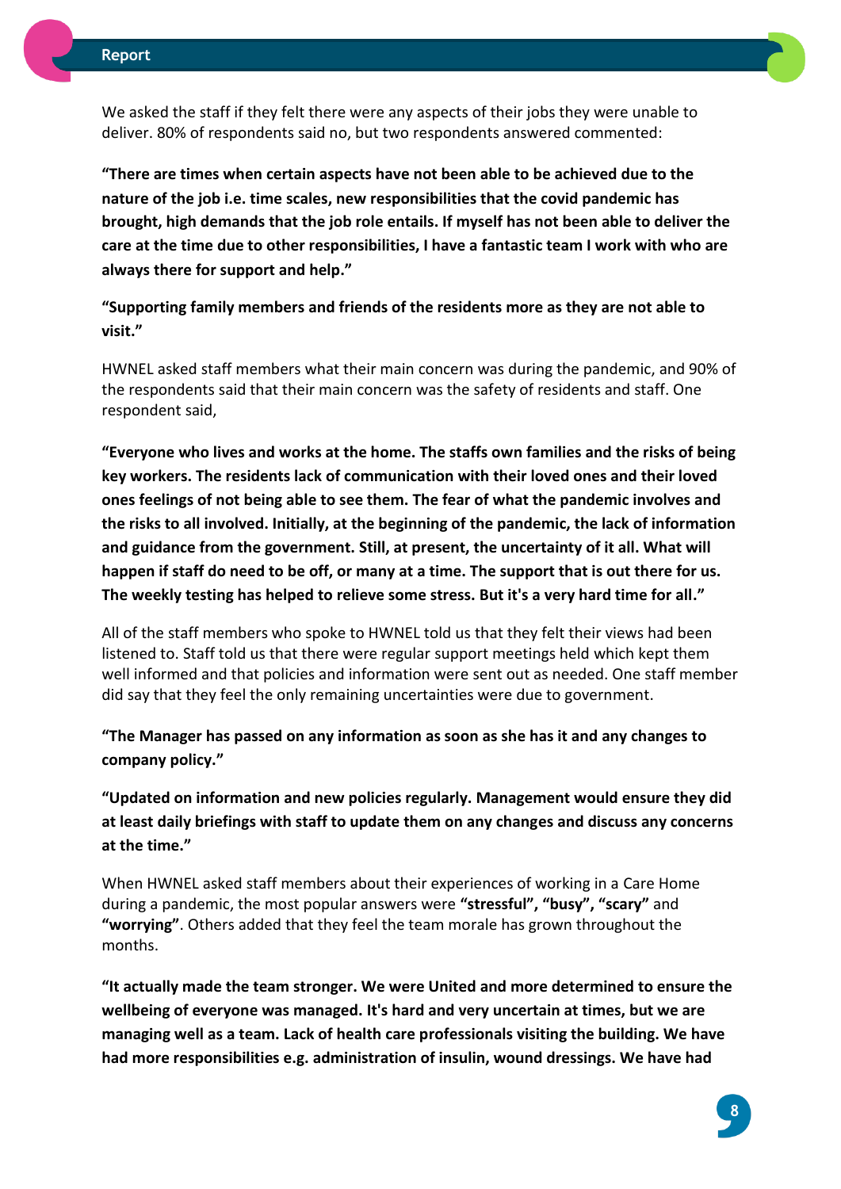We asked the staff if they felt there were any aspects of their jobs they were unable to deliver. 80% of respondents said no, but two respondents answered commented:

**"There are times when certain aspects have not been able to be achieved due to the nature of the job i.e. time scales, new responsibilities that the covid pandemic has brought, high demands that the job role entails. If myself has not been able to deliver the care at the time due to other responsibilities, I have a fantastic team I work with who are always there for support and help."**

**"Supporting family members and friends of the residents more as they are not able to visit."**

HWNEL asked staff members what their main concern was during the pandemic, and 90% of the respondents said that their main concern was the safety of residents and staff. One respondent said,

**"Everyone who lives and works at the home. The staffs own families and the risks of being key workers. The residents lack of communication with their loved ones and their loved ones feelings of not being able to see them. The fear of what the pandemic involves and the risks to all involved. Initially, at the beginning of the pandemic, the lack of information and guidance from the government. Still, at present, the uncertainty of it all. What will happen if staff do need to be off, or many at a time. The support that is out there for us. The weekly testing has helped to relieve some stress. But it's a very hard time for all."**

All of the staff members who spoke to HWNEL told us that they felt their views had been listened to. Staff told us that there were regular support meetings held which kept them well informed and that policies and information were sent out as needed. One staff member did say that they feel the only remaining uncertainties were due to government.

**"The Manager has passed on any information as soon as she has it and any changes to company policy."**

**"Updated on information and new policies regularly. Management would ensure they did at least daily briefings with staff to update them on any changes and discuss any concerns at the time."**

When HWNEL asked staff members about their experiences of working in a Care Home during a pandemic, the most popular answers were **"stressful"**, **"busy"**, **"scary"** and **"worrying"**. Others added that they feel the team morale has grown throughout the months.

**"It actually made the team stronger. We were United and more determined to ensure the wellbeing of everyone was managed. It's hard and very uncertain at times, but we are managing well as a team. Lack of health care professionals visiting the building. We have had more responsibilities e.g. administration of insulin, wound dressings. We have had**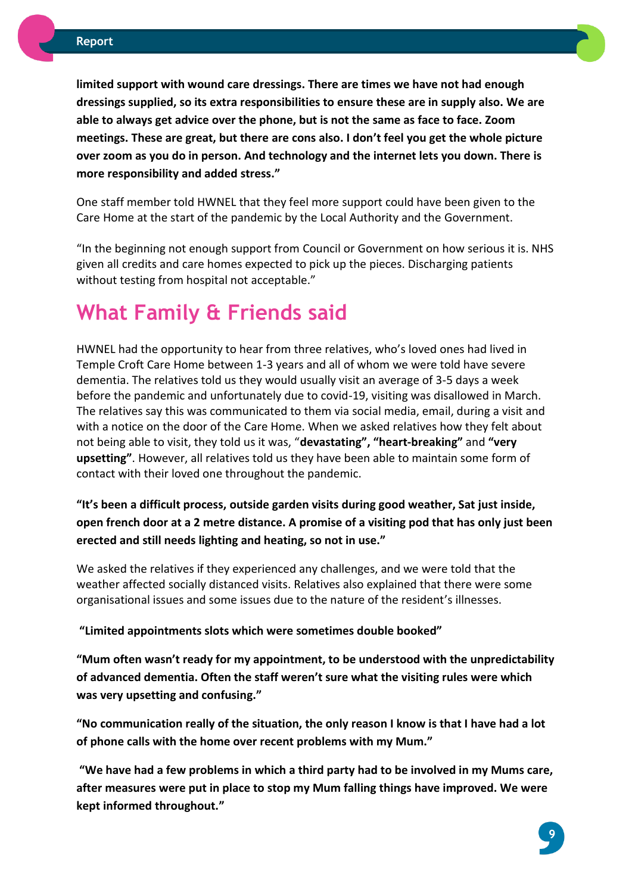**limited support with wound care dressings. There are times we have not had enough dressings supplied, so its extra responsibilities to ensure these are in supply also. We are able to always get advice over the phone, but is not the same as face to face. Zoom meetings. These are great, but there are cons also. I don't feel you get the whole picture over zoom as you do in person. And technology and the internet lets you down. There is more responsibility and added stress."**

One staff member told HWNEL that they feel more support could have been given to the Care Home at the start of the pandemic by the Local Authority and the Government.

"In the beginning not enough support from Council or Government on how serious it is. NHS given all credits and care homes expected to pick up the pieces. Discharging patients without testing from hospital not acceptable."

## What Family & Friends said

HWNEL had the opportunity to hear from three relatives, who's loved ones had lived in Temple Croft Care Home between 1-3 years and all of whom we were told have severe dementia. The relatives told us they would usually visit an average of 3-5 days a week before the pandemic and unfortunately due to covid-19, visiting was disallowed in March. The relatives say this was communicated to them via social media, email, during a visit and with a notice on the door of the Care Home. When we asked relatives how they felt about not being able to visit, they told us it was, "**devastating", "heart-breaking"** and **"very upsetting"**. However, all relatives told us they have been able to maintain some form of contact with their loved one throughout the pandemic.

**"It's been a difficult process, outside garden visits during good weather, Sat just inside, open french door at a 2 metre distance. A promise of a visiting pod that has only just been erected and still needs lighting and heating, so not in use."**

We asked the relatives if they experienced any challenges, and we were told that the weather affected socially distanced visits. Relatives also explained that there were some organisational issues and some issues due to the nature of the resident's illnesses.

**"Limited appointments slots which were sometimes double booked"**

**"Mum often wasn't ready for my appointment, to be understood with the unpredictability of advanced dementia. Often the staff weren't sure what the visiting rules were which was very upsetting and confusing."**

**"No communication really of the situation, the only reason I know is that I have had a lot of phone calls with the home over recent problems with my Mum."**

**"We have had a few problems in which a third party had to be involved in my Mums care, after measures were put in place to stop my Mum falling things have improved. We were kept informed throughout."**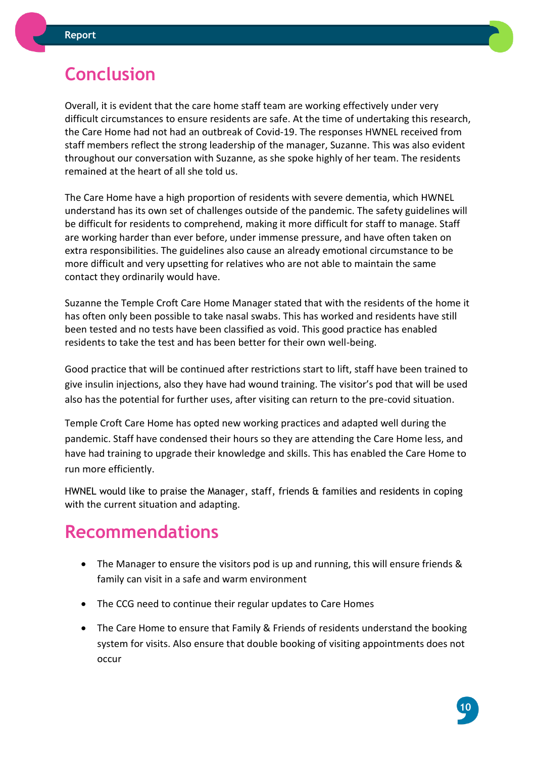## Conclusion

Overall, it is evident that the care home staff team are working effectively under very difficult circumstances to ensure residents are safe. At the time of undertaking this research, the Care Home had not had an outbreak of Covid-19. The responses HWNEL received from staff members reflect the strong leadership of the manager, Suzanne. This was also evident throughout our conversation with Suzanne, as she spoke highly of her team. The residents remained at the heart of all she told us.

The Care Home have a high proportion of residents with severe dementia, which HWNEL understand has its own set of challenges outside of the pandemic. The safety guidelines will be difficult for residents to comprehend, making it more difficult for staff to manage. Staff are working harder than ever before, under immense pressure, and have often taken on extra responsibilities. The guidelines also cause an already emotional circumstance to be more difficult and very upsetting for relatives who are not able to maintain the same contact they ordinarily would have.

Suzanne the Temple Croft Care Home Manager stated that with the residents of the home it has often only been possible to take nasal swabs. This has worked and residents have still been tested and no tests have been classified as void. This good practice has enabled residents to take the test and has been better for their own well-being.

Good practice that will be continued after restrictions start to lift, staff have been trained to give insulin injections, also they have had wound training. The visitor's pod that will be used also has the potential for further uses, after visiting can return to the pre-covid situation.

Temple Croft Care Home has opted new working practices and adapted well during the pandemic. Staff have condensed their hours so they are attending the Care Home less, and have had training to upgrade their knowledge and skills. This has enabled the Care Home to run more efficiently.

HWNEL would like to praise the Manager, staff, friends & families and residents in coping with the current situation and adapting.

## Recommendations

- The Manager to ensure the visitors pod is up and running, this will ensure friends & family can visit in a safe and warm environment
- The CCG need to continue their regular updates to Care Homes
- The Care Home to ensure that Family & Friends of residents understand the booking system for visits. Also ensure that double booking of visiting appointments does not occur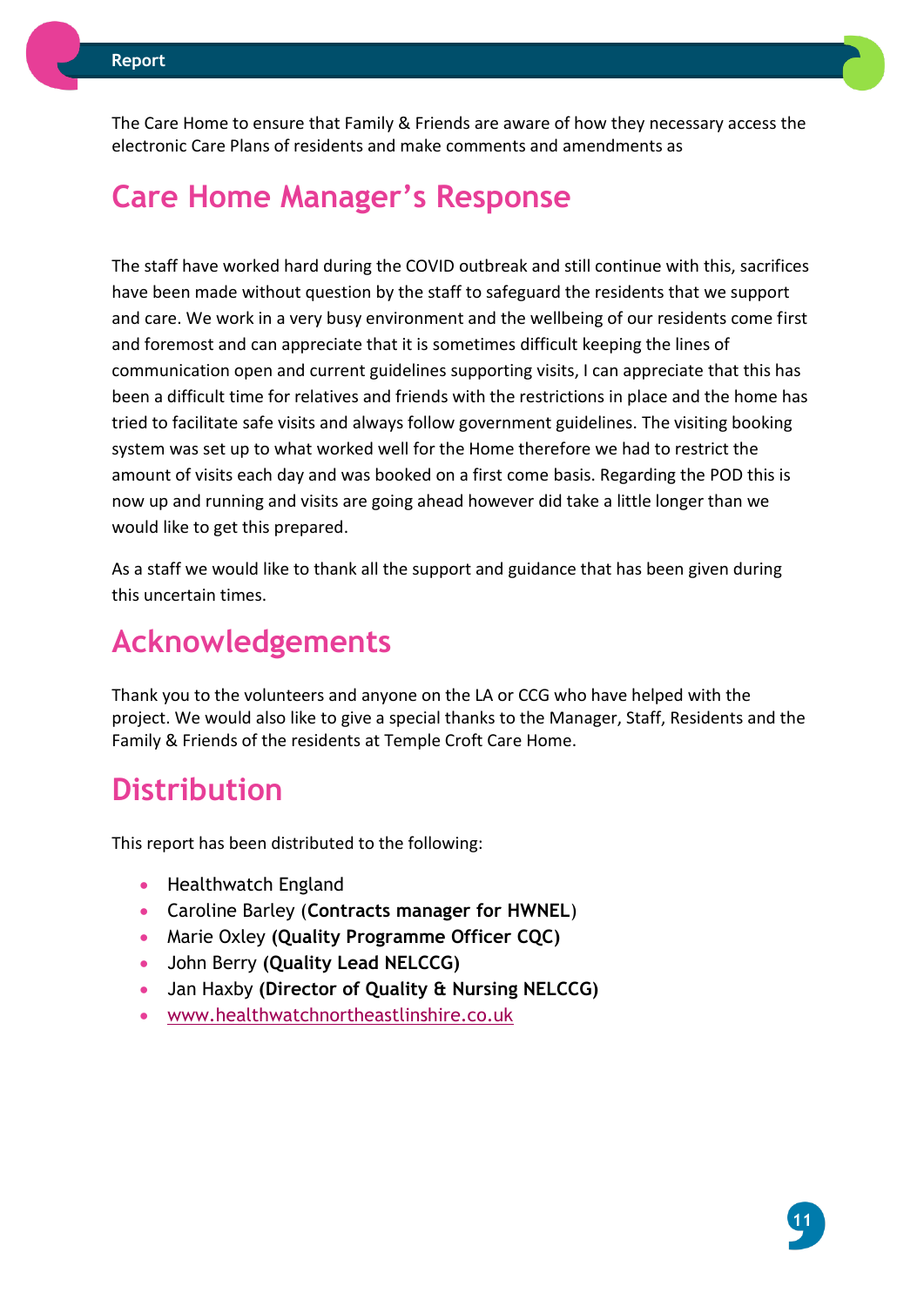The Care Home to ensure that Family & Friends are aware of how they necessary access the electronic Care Plans of residents and make comments and amendments as

## Care Home Manager's Response

The staff have worked hard during the COVID outbreak and still continue with this, sacrifices have been made without question by the staff to safeguard the residents that we support and care. We work in a very busy environment and the wellbeing of our residents come first and foremost and can appreciate that it is sometimes difficult keeping the lines of communication open and current guidelines supporting visits, I can appreciate that this has been a difficult time for relatives and friends with the restrictions in place and the home has tried to facilitate safe visits and always follow government guidelines. The visiting booking system was set up to what worked well for the Home therefore we had to restrict the amount of visits each day and was booked on a first come basis. Regarding the POD this is now up and running and visits are going ahead however did take a little longer than we would like to get this prepared.

As a staff we would like to thank all the support and guidance that has been given during this uncertain times.

## Acknowledgements

Thank you to the volunteers and anyone on the LA or CCG who have helped with the project. We would also like to give a special thanks to the Manager, Staff, Residents and the Family & Friends of the residents at Temple Croft Care Home.

## Distribution

This report has been distributed to the following:

- Healthwatch England
- Caroline Barley (**Contracts manager for HWNEL**)
- Marie Oxley **(Quality Programme Officer CQC)**
- John Berry **(Quality Lead NELCCG)**
- Jan Haxby **(Director of Quality & Nursing NELCCG)**
- www.healthwatchnortheastlinshire.co.uk